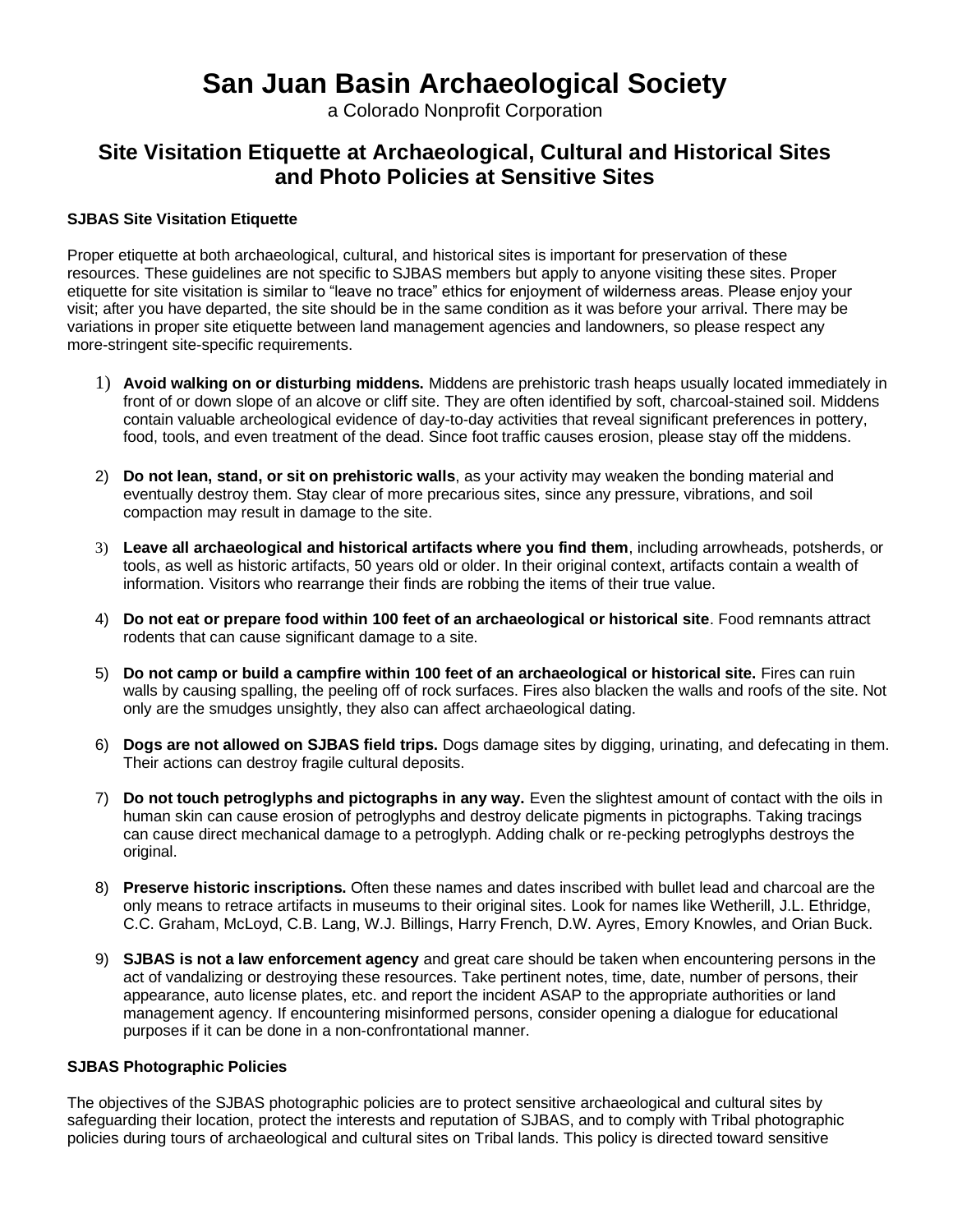# San Juan Basin Archaeological Society

a Colorado Nonprofit Corporation

## Site Visitation Etiquette at Archaeological, Cultural and Historical Sites and Photo Policies at Sensitive Sites

### SJBAS Site Visitation Etiquette

Proper etiquette at both archaeological, cultural, and historical sites is important for preservation of these resources. These guidelines are not specific to SJBAS members but apply to anyone visiting these sites. Proper etiquette for site visitation is similar to "leave no trace" ethics for enjoyment of wilderness areas. Please enjoy your visit; after you have departed, the site should be in the same condition as it was before your arrival. There may be variations in proper site etiquette between land management agencies and landowners, so please respect any more-stringent site-specific requirements.

1) **Avoid walking on or disturbing middens.** Middens are prehistoric trash heaps usually located immediately in front of or down slope of an alcove or cliff site. They are often identified by soft, charcoal-stained soil. Middens contain valuable archeological evidence of day-to-day activities that reveal significant preferences in pottery, food, tools, and even treatment of the dead. Since foot traffic causes erosion, please stay off the middens.

2) **Do not lean, stand, or sit on prehistoric walls**, as your activity may weaken the bonding material and eventually destroy them. Stay clear of more precarious sites, since any pressure, vibrations, and soil compaction may result in damage to the site.

3) **Leave all archaeological and historical artifacts where you find them**, including arrowheads, potsherds, or tools, as well as historic artifacts, 50 years old or older. In their original context, artifacts contain a wealth of information. Visitors who rearrange their finds are robbing the items of their true value.

4) **Do not eat or prepare food within 100 feet of an archaeological or historical site**. Food remnants attract rodents that can cause significant damage to a site.

5) **Do not camp or build a campfire within 100 feet of an archaeological or historical site.** Fires can ruin walls by causing spalling, the peeling off of rock surfaces. Fires also blacken the walls and roofs of the site. Not only are the smudges unsightly, they also can affect archaeological dating.

6) **Dogs are not allowed on SJBAS field trips.** Dogs damage sites by digging, urinating, and defecating in them. Their actions can destroy fragile cultural deposits.

7) **Do not touch petroglyphs and pictographs in any way.** Even the slightest amount of contact with the oils in human skin can cause erosion of petroglyphs and destroy delicate pigments in pictographs. Taking tracings can cause direct mechanical damage to a petroglyph. Adding chalk or re-pecking petroglyphs destroys the original.

8) **Preserve historic inscriptions.** Often these names and dates inscribed with bullet lead and charcoal are the only means to retrace artifacts in museums to their original sites. Look for names like Wetherill, J.L. Ethridge, C.C. Graham, McLoyd, C.B. Lang, W.J. Billings, Harry French, D.W. Ayres, Emory Knowles, and Orian Buck.

9) **SJBAS is not a law enforcement agency** and great care should be taken when encountering persons in the act of vandalizing or destroying these resources. Take pertinent notes, time, date, number of persons, their appearance, auto license plates, etc. and report the incident ASAP to the appropriate authorities or land management agency. If encountering misinformed persons, consider opening a dialogue for educational purposes if it can be done in a non-confrontational manner.

### SJBAS Photographic Policies

The objectives of the SJBAS photographic policies are to protect sensitive archaeological and cultural sites by safeguarding their location, protect the interests and reputation of SJBAS, and to comply with Tribal photographic policies during tours of archaeological and cultural sites on Tribal lands. This policy is directed toward sensitive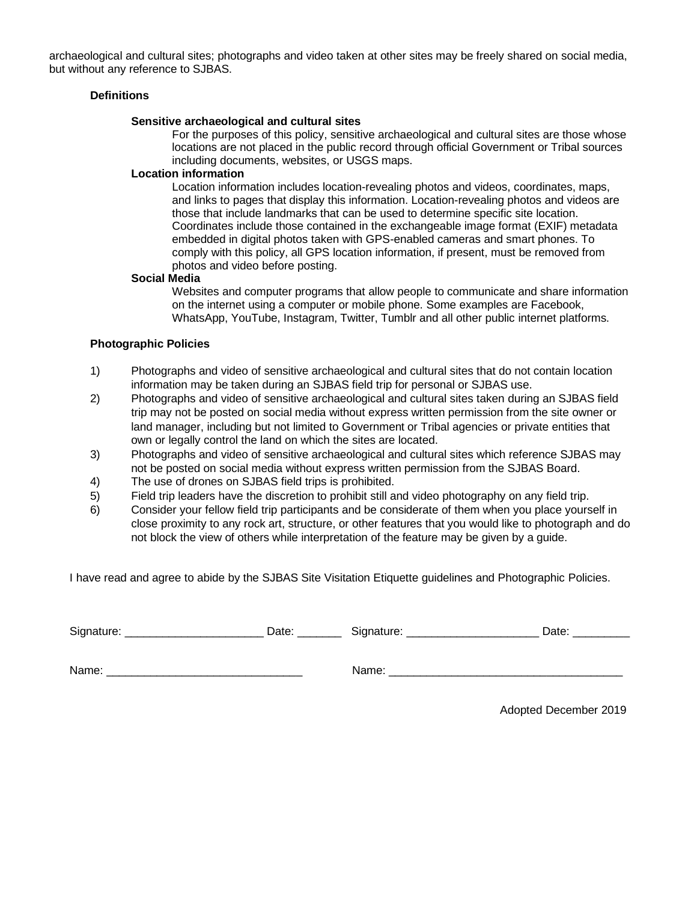archaeological and cultural sites; photographs and video taken at other sites may be freely shared on social media, but without any reference to SJBAS.

### Definitions

**Sensitive archaeological and cultural sites**

For the purposes of this policy, sensitive archaeological and cultural sites are those whose locations are not placed in the public record through official Government or Tribal sources including documents, websites, or USGS maps.

**Location information**

Location information includes location-revealing photos and videos, coordinates, maps, and links to pages that display this information. Location-revealing photos and videos are those that include landmarks that can be used to determine specific site location. Coordinates include those contained in the exchangeable image format (EXIF) metadata embedded in digital photos taken with GPS-enabled cameras and smart phones. To comply with this policy, all GPS location information, if present, must be removed from photos and video before posting.

**Social Media**

Websites and computer programs that allow people to communicate and share information on the internet using a computer or mobile phone. Some examples are Facebook, WhatsApp, YouTube, Instagram, Twitter, Tumblr and all other public internet platforms.

### Photographic Policies

1) Photographs and video of sensitive archaeological and cultural sites that do not contain location information may be taken during an SJBAS field trip for personal or SJBAS use.
2) Photographs and video of sensitive archaeological and cultural sites taken during an SJBAS field trip may not be posted on social media without express written permission from the site owner or land manager, including but not limited to Government or Tribal agencies or private entities that own or legally control the land on which the sites are located.
3) Photographs and video of sensitive archaeological and cultural sites which reference SJBAS may not be posted on social media without express written permission from the SJBAS Board.
4) The use of drones on SJBAS field trips is prohibited.
5) Field trip leaders have the discretion to prohibit still and video photography on any field trip.
6) Consider your fellow field trip participants and be considerate of them when you place yourself in close proximity to any rock art, structure, or other features that you would like to photograph and do not block the view of others while interpretation of the feature may be given by a guide.

I have read and agree to abide by the SJBAS Site Visitation Etiquette guidelines and Photographic Policies.

Signature: ______________________ Date: _______ Signature: _____________________ Date: _________

Name: _______________________________ Name: _____________________________________

Adopted December 2019